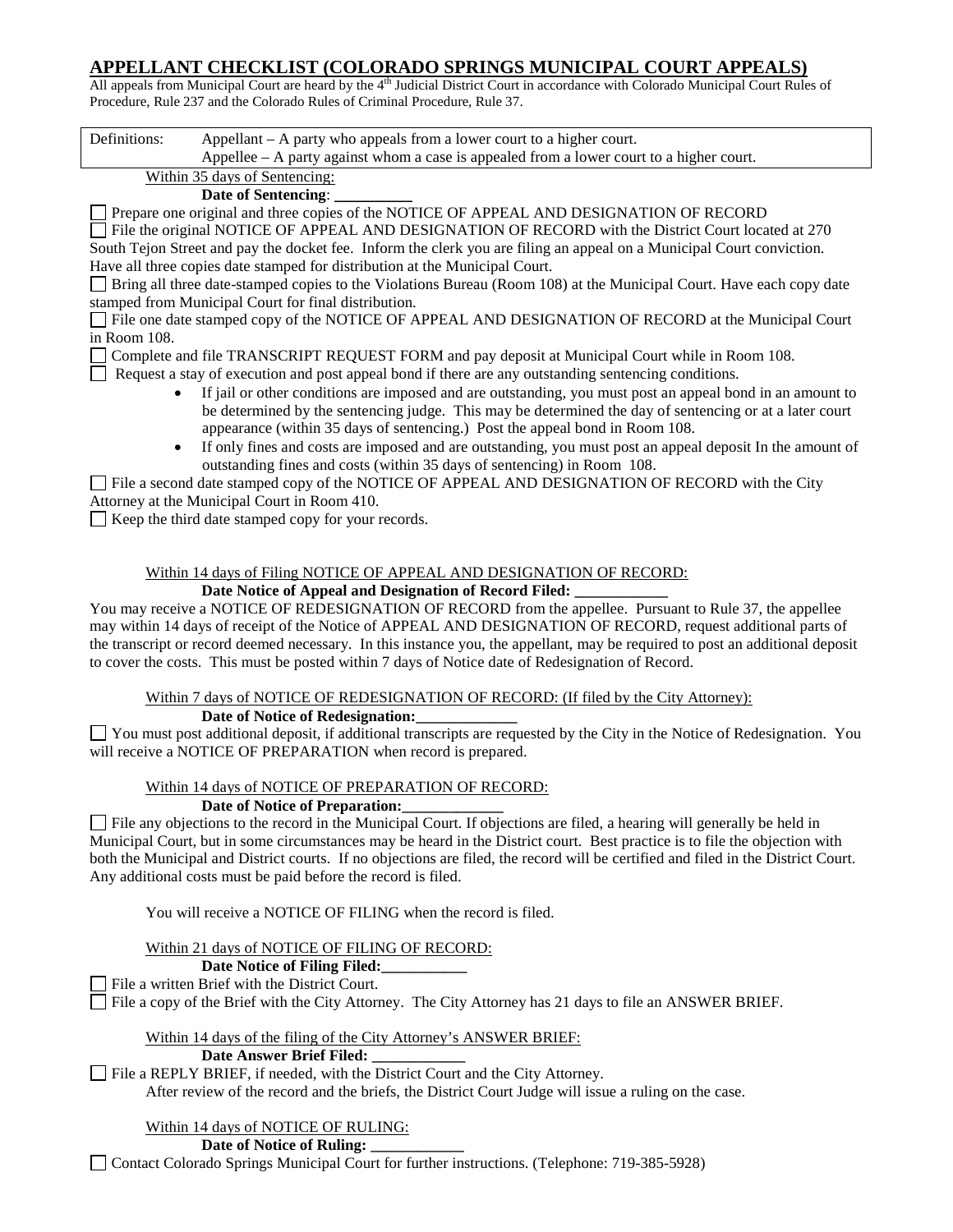# APPELLANT CHECKLIST (COLORADO SPRINGS MUNICIPAL COURT APPEALS)

All appeals from Municipal Court are heard by the 4th Judicial District Court in accordance with Colorado Municipal Court Rules of Procedure, Rule 237 and the Colorado Rules of Criminal Procedure, Rule 37.

| Definitions: | Appellant – A party who appeals from a lower court to a higher court. |
| --- | --- |
| | Appellee – A party against whom a case is appealed from a lower court to a higher court. |

Within 35 days of Sentencing:

**Date of Sentencing**: __________

☐ Prepare one original and three copies of the NOTICE OF APPEAL AND DESIGNATION OF RECORD

☐ File the original NOTICE OF APPEAL AND DESIGNATION OF RECORD with the District Court located at 270 South Tejon Street and pay the docket fee. Inform the clerk you are filing an appeal on a Municipal Court conviction. Have all three copies date stamped for distribution at the Municipal Court.

☐ Bring all three date-stamped copies to the Violations Bureau (Room 108) at the Municipal Court. Have each copy date stamped from Municipal Court for final distribution.

☐ File one date stamped copy of the NOTICE OF APPEAL AND DESIGNATION OF RECORD at the Municipal Court in Room 108.

☐ Complete and file TRANSCRIPT REQUEST FORM and pay deposit at Municipal Court while in Room 108.

☐ Request a stay of execution and post appeal bond if there are any outstanding sentencing conditions.

- If jail or other conditions are imposed and are outstanding, you must post an appeal bond in an amount to be determined by the sentencing judge. This may be determined the day of sentencing or at a later court appearance (within 35 days of sentencing.) Post the appeal bond in Room 108.
- If only fines and costs are imposed and are outstanding, you must post an appeal deposit In the amount of outstanding fines and costs (within 35 days of sentencing) in Room 108.

☐ File a second date stamped copy of the NOTICE OF APPEAL AND DESIGNATION OF RECORD with the City Attorney at the Municipal Court in Room 410.

☐ Keep the third date stamped copy for your records.

Within 14 days of Filing NOTICE OF APPEAL AND DESIGNATION OF RECORD:

**Date Notice of Appeal and Designation of Record Filed: ____________**

You may receive a NOTICE OF REDESIGNATION OF RECORD from the appellee. Pursuant to Rule 37, the appellee may within 14 days of receipt of the Notice of APPEAL AND DESIGNATION OF RECORD, request additional parts of the transcript or record deemed necessary. In this instance you, the appellant, may be required to post an additional deposit to cover the costs. This must be posted within 7 days of Notice date of Redesignation of Record.

Within 7 days of NOTICE OF REDESIGNATION OF RECORD: (If filed by the City Attorney):

**Date of Notice of Redesignation:_____________**

☐ You must post additional deposit, if additional transcripts are requested by the City in the Notice of Redesignation. You will receive a NOTICE OF PREPARATION when record is prepared.

Within 14 days of NOTICE OF PREPARATION OF RECORD:

**Date of Notice of Preparation:_____________**

☐ File any objections to the record in the Municipal Court. If objections are filed, a hearing will generally be held in Municipal Court, but in some circumstances may be heard in the District court. Best practice is to file the objection with both the Municipal and District courts. If no objections are filed, the record will be certified and filed in the District Court. Any additional costs must be paid before the record is filed.

You will receive a NOTICE OF FILING when the record is filed.

Within 21 days of NOTICE OF FILING OF RECORD:

**Date Notice of Filing Filed:___________**

☐ File a written Brief with the District Court.

☐ File a copy of the Brief with the City Attorney. The City Attorney has 21 days to file an ANSWER BRIEF.

Within 14 days of the filing of the City Attorney's ANSWER BRIEF:

**Date Answer Brief Filed: ____________**

☐ File a REPLY BRIEF, if needed, with the District Court and the City Attorney.

After review of the record and the briefs, the District Court Judge will issue a ruling on the case.

Within 14 days of NOTICE OF RULING:

**Date of Notice of Ruling: ____________**

☐ Contact Colorado Springs Municipal Court for further instructions. (Telephone: 719-385-5928)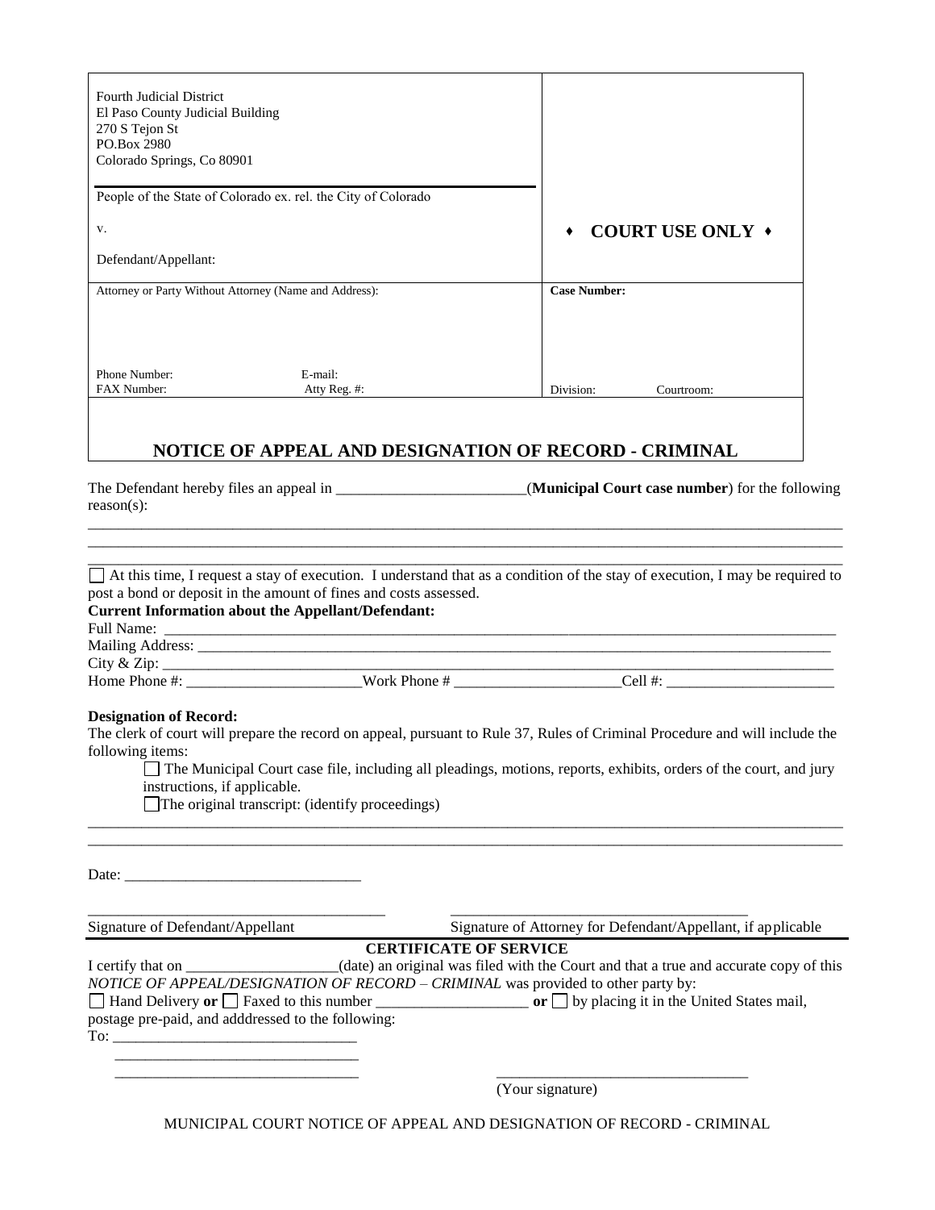| Fourth Judicial District<br>El Paso County Judicial Building<br>270 S Tejon St<br>PO.Box 2980<br>Colorado Springs, Co 80901<br><br>People of the State of Colorado ex. rel. the City of Colorado<br><br>v.<br><br>Defendant/Appellant: | ♦ **COURT USE ONLY** ♦ |
|---|---|
| Attorney or Party Without Attorney (Name and Address):<br><br><br>Phone Number: E-mail:<br>FAX Number: Atty Reg. #: | **Case Number:**<br><br><br>Division: Courtroom: |

## NOTICE OF APPEAL AND DESIGNATION OF RECORD - CRIMINAL

The Defendant hereby files an appeal in _________________________(**Municipal Court case number**) for the following reason(s):

_______________________________________________________________________________________________
_______________________________________________________________________________________________
_______________________________________________________________________________________________

☐ At this time, I request a stay of execution. I understand that as a condition of the stay of execution, I may be required to post a bond or deposit in the amount of fines and costs assessed.

**Current Information about the Appellant/Defendant:**

Full Name: _______________________________________________________________________________________

Mailing Address: __________________________________________________________________________________

City & Zip: _______________________________________________________________________________________

Home Phone #: _______________________Work Phone # ______________________Cell #: ______________________

**Designation of Record:**

The clerk of court will prepare the record on appeal, pursuant to Rule 37, Rules of Criminal Procedure and will include the following items:

☐ The Municipal Court case file, including all pleadings, motions, reports, exhibits, orders of the court, and jury instructions, if applicable.

☐ The original transcript: (identify proceedings)

_______________________________________________________________________________________________
_______________________________________________________________________________________________

Date: _______________________________

_______________________________________ _______________________________________

Signature of Defendant/Appellant Signature of Attorney for Defendant/Appellant, if applicable

### CERTIFICATE OF SERVICE

I certify that on ____________________(date) an original was filed with the Court and that a true and accurate copy of this *NOTICE OF APPEAL/DESIGNATION OF RECORD – CRIMINAL* was provided to other party by:

☐ Hand Delivery **or** ☐ Faxed to this number ____________________ **or** ☐ by placing it in the United States mail, postage pre-paid, and adddressed to the following:

To: _______________________________

_______________________________

_______________________________ _________________________________

(Your signature)

MUNICIPAL COURT NOTICE OF APPEAL AND DESIGNATION OF RECORD - CRIMINAL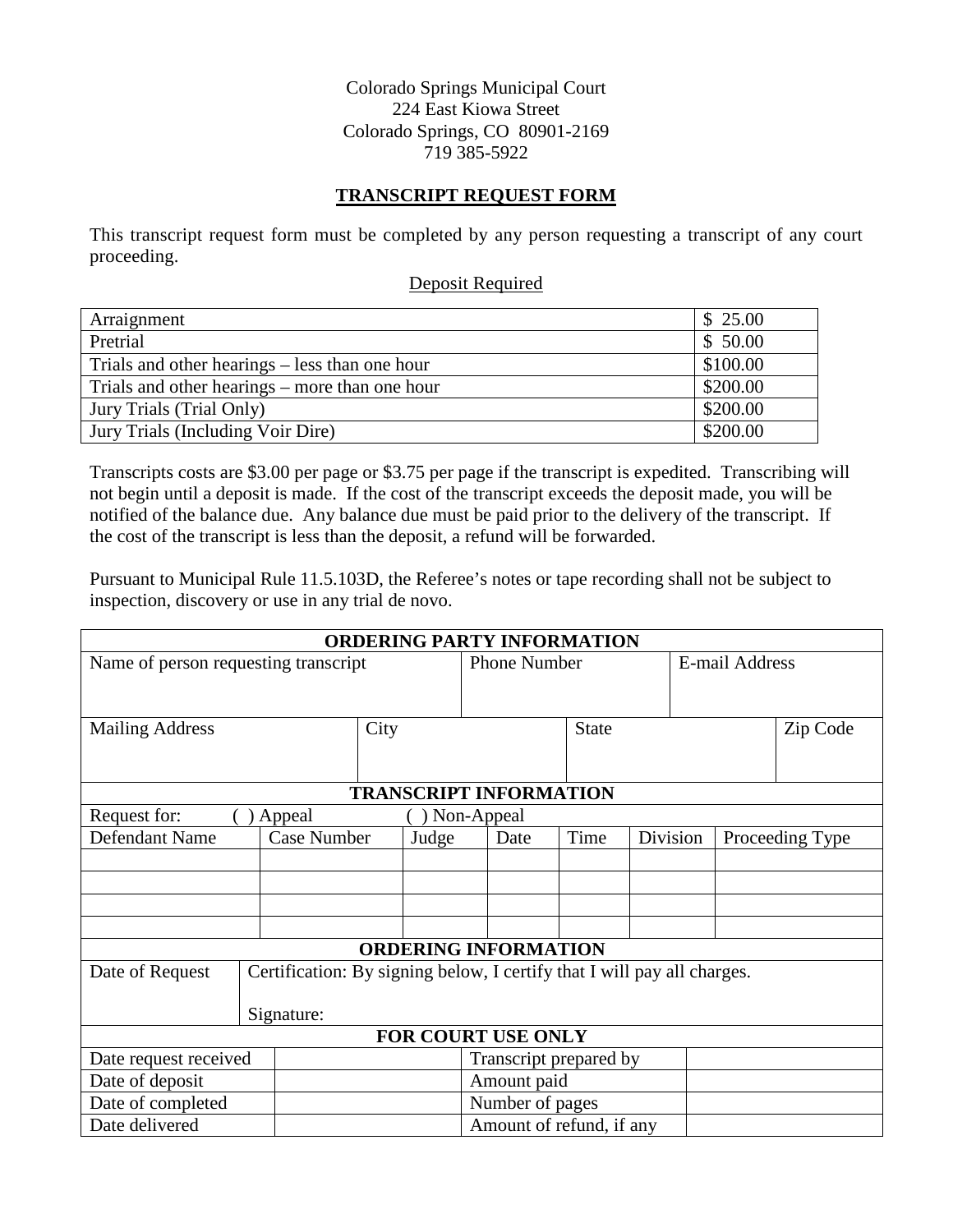Colorado Springs Municipal Court
224 East Kiowa Street
Colorado Springs, CO 80901-2169
719 385-5922

## TRANSCRIPT REQUEST FORM

This transcript request form must be completed by any person requesting a transcript of any court proceeding.

Deposit Required

| | |
|---|---|
| Arraignment | $ 25.00 |
| Pretrial | $ 50.00 |
| Trials and other hearings – less than one hour | $100.00 |
| Trials and other hearings – more than one hour | $200.00 |
| Jury Trials (Trial Only) | $200.00 |
| Jury Trials (Including Voir Dire) | $200.00 |

Transcripts costs are $3.00 per page or $3.75 per page if the transcript is expedited. Transcribing will not begin until a deposit is made. If the cost of the transcript exceeds the deposit made, you will be notified of the balance due. Any balance due must be paid prior to the delivery of the transcript. If the cost of the transcript is less than the deposit, a refund will be forwarded.

Pursuant to Municipal Rule 11.5.103D, the Referee's notes or tape recording shall not be subject to inspection, discovery or use in any trial de novo.

**ORDERING PARTY INFORMATION**

| Name of person requesting transcript | Phone Number | E-mail Address |
|---|---|---|
| | | |

| Mailing Address | City | State | Zip Code |
|---|---|---|---|
| | | | |

**TRANSCRIPT INFORMATION**

Request for: ( ) Appeal ( ) Non-Appeal

| Defendant Name | Case Number | Judge | Date | Time | Division | Proceeding Type |
|---|---|---|---|---|---|---|
| | | | | | | |
| | | | | | | |
| | | | | | | |
| | | | | | | |

**ORDERING INFORMATION**

| Date of Request | Certification: By signing below, I certify that I will pay all charges. Signature: |
|---|---|
| | |

**FOR COURT USE ONLY**

| | | | |
|---|---|---|---|
| Date request received | | Transcript prepared by | |
| Date of deposit | | Amount paid | |
| Date of completed | | Number of pages | |
| Date delivered | | Amount of refund, if any | |